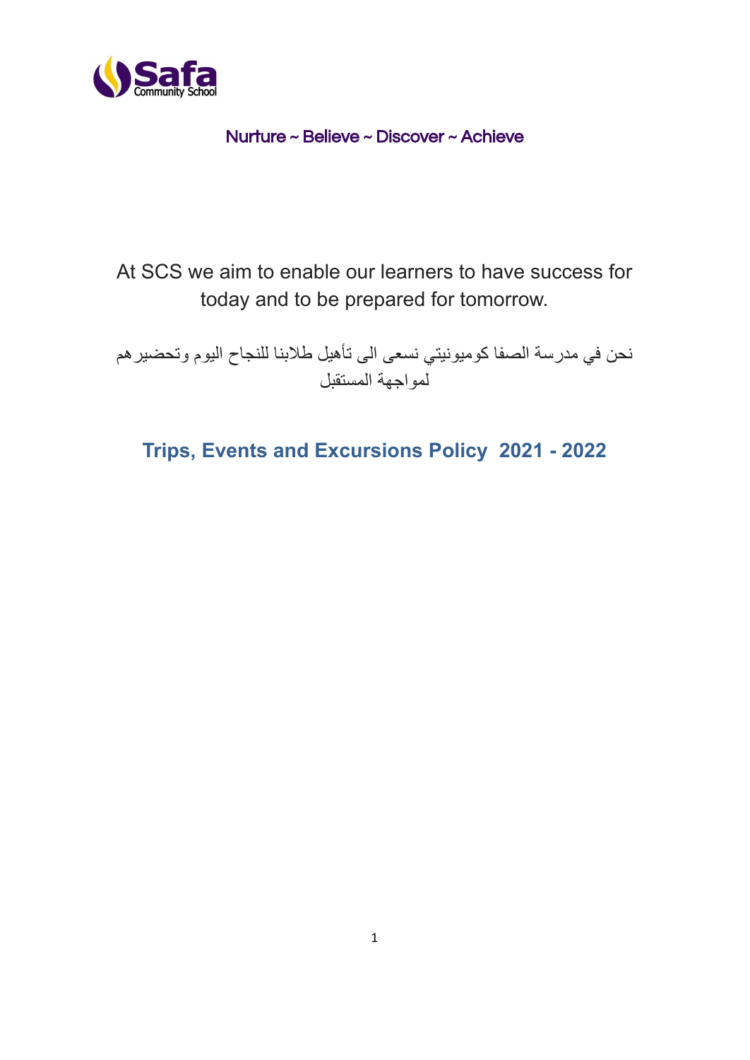Safa Community School

Nurture ~ Believe ~ Discover ~ Achieve

At SCS we aim to enable our learners to have success for today and to be prepared for tomorrow.

نحن في مدرسة الصفا كوميونيتي نسعى الى تأهيل طلابنا للنجاح اليوم وتحضيرهم لمواجهة المستقبل

# Trips, Events and Excursions Policy 2021 - 2022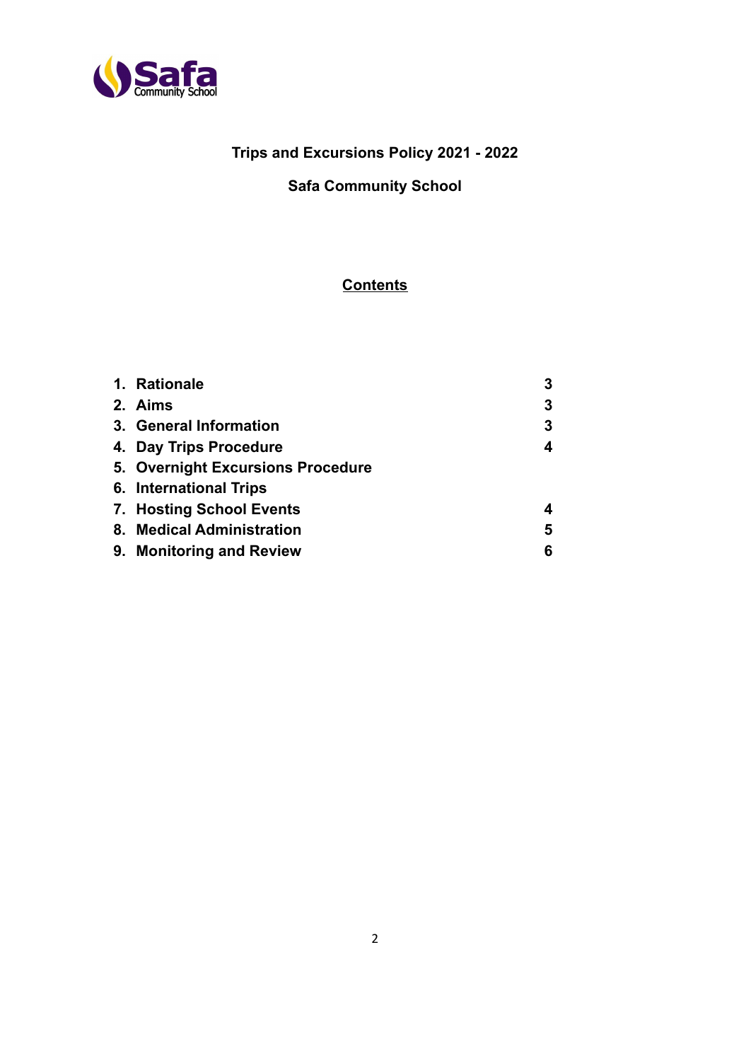**Trips and Excursions Policy 2021 - 2022**

**Safa Community School**

**Contents**

| | |
|---|---|
| **1. Rationale** | **3** |
| **2. Aims** | **3** |
| **3. General Information** | **3** |
| **4. Day Trips Procedure** | **4** |
| **5. Overnight Excursions Procedure** | |
| **6. International Trips** | |
| **7. Hosting School Events** | **4** |
| **8. Medical Administration** | **5** |
| **9. Monitoring and Review** | **6** |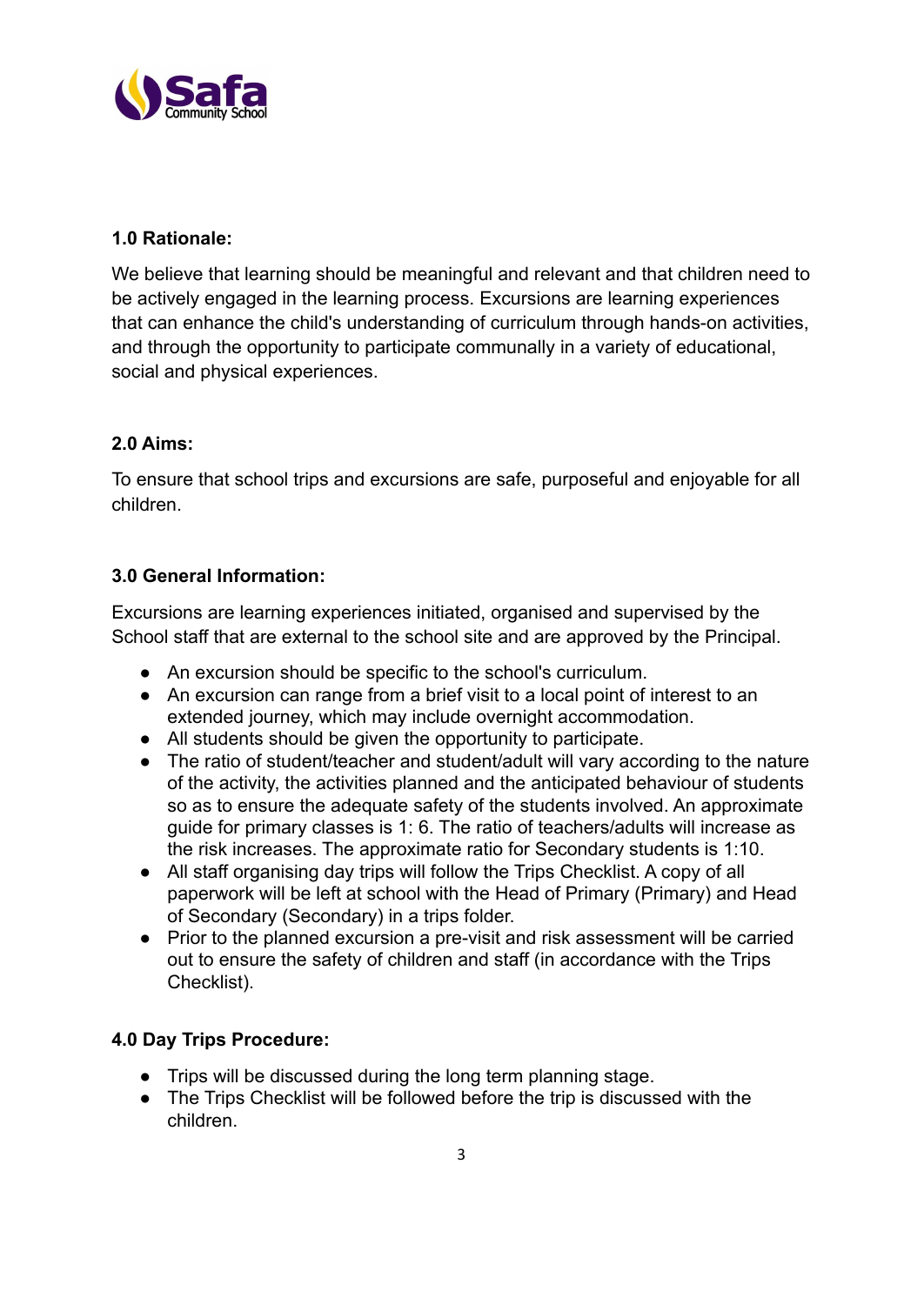### 1.0 Rationale:

We believe that learning should be meaningful and relevant and that children need to be actively engaged in the learning process. Excursions are learning experiences that can enhance the child's understanding of curriculum through hands-on activities, and through the opportunity to participate communally in a variety of educational, social and physical experiences.

### 2.0 Aims:

To ensure that school trips and excursions are safe, purposeful and enjoyable for all children.

### 3.0 General Information:

Excursions are learning experiences initiated, organised and supervised by the School staff that are external to the school site and are approved by the Principal.

- An excursion should be specific to the school's curriculum.
- An excursion can range from a brief visit to a local point of interest to an extended journey, which may include overnight accommodation.
- All students should be given the opportunity to participate.
- The ratio of student/teacher and student/adult will vary according to the nature of the activity, the activities planned and the anticipated behaviour of students so as to ensure the adequate safety of the students involved. An approximate guide for primary classes is 1: 6. The ratio of teachers/adults will increase as the risk increases. The approximate ratio for Secondary students is 1:10.
- All staff organising day trips will follow the Trips Checklist. A copy of all paperwork will be left at school with the Head of Primary (Primary) and Head of Secondary (Secondary) in a trips folder.
- Prior to the planned excursion a pre-visit and risk assessment will be carried out to ensure the safety of children and staff (in accordance with the Trips Checklist).

### 4.0 Day Trips Procedure:

- Trips will be discussed during the long term planning stage.
- The Trips Checklist will be followed before the trip is discussed with the children.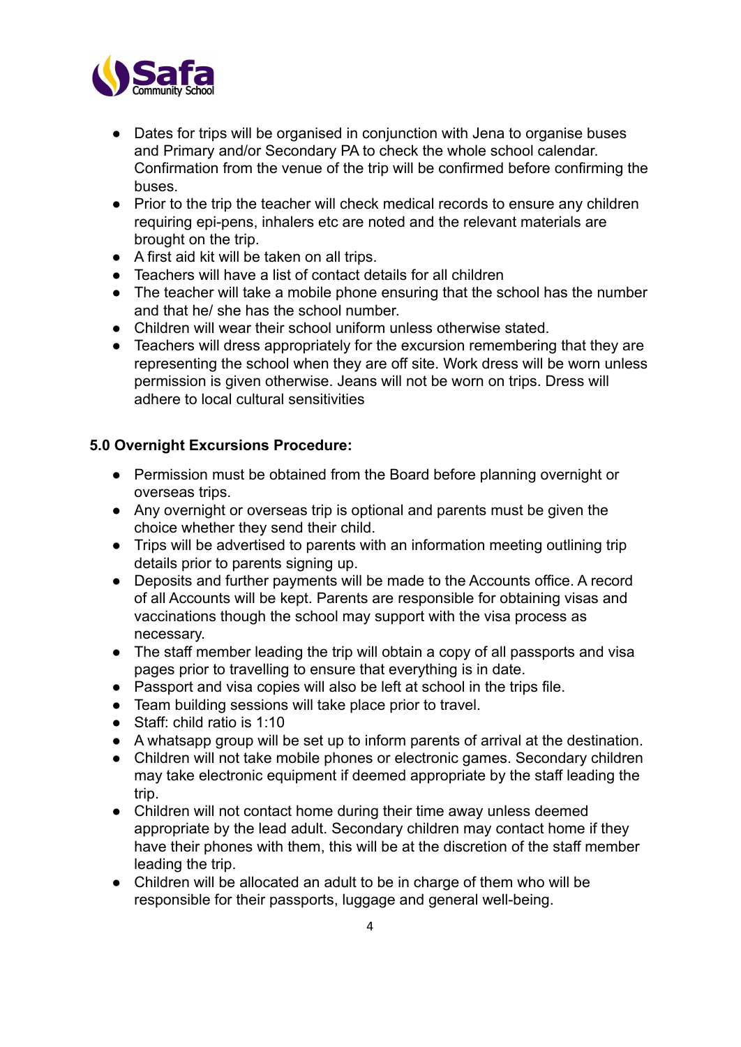- Dates for trips will be organised in conjunction with Jena to organise buses and Primary and/or Secondary PA to check the whole school calendar. Confirmation from the venue of the trip will be confirmed before confirming the buses.
- Prior to the trip the teacher will check medical records to ensure any children requiring epi-pens, inhalers etc are noted and the relevant materials are brought on the trip.
- A first aid kit will be taken on all trips.
- Teachers will have a list of contact details for all children
- The teacher will take a mobile phone ensuring that the school has the number and that he/ she has the school number.
- Children will wear their school uniform unless otherwise stated.
- Teachers will dress appropriately for the excursion remembering that they are representing the school when they are off site. Work dress will be worn unless permission is given otherwise. Jeans will not be worn on trips. Dress will adhere to local cultural sensitivities

**5.0 Overnight Excursions Procedure:**

- Permission must be obtained from the Board before planning overnight or overseas trips.
- Any overnight or overseas trip is optional and parents must be given the choice whether they send their child.
- Trips will be advertised to parents with an information meeting outlining trip details prior to parents signing up.
- Deposits and further payments will be made to the Accounts office. A record of all Accounts will be kept. Parents are responsible for obtaining visas and vaccinations though the school may support with the visa process as necessary.
- The staff member leading the trip will obtain a copy of all passports and visa pages prior to travelling to ensure that everything is in date.
- Passport and visa copies will also be left at school in the trips file.
- Team building sessions will take place prior to travel.
- Staff: child ratio is 1:10
- A whatsapp group will be set up to inform parents of arrival at the destination.
- Children will not take mobile phones or electronic games. Secondary children may take electronic equipment if deemed appropriate by the staff leading the trip.
- Children will not contact home during their time away unless deemed appropriate by the lead adult. Secondary children may contact home if they have their phones with them, this will be at the discretion of the staff member leading the trip.
- Children will be allocated an adult to be in charge of them who will be responsible for their passports, luggage and general well-being.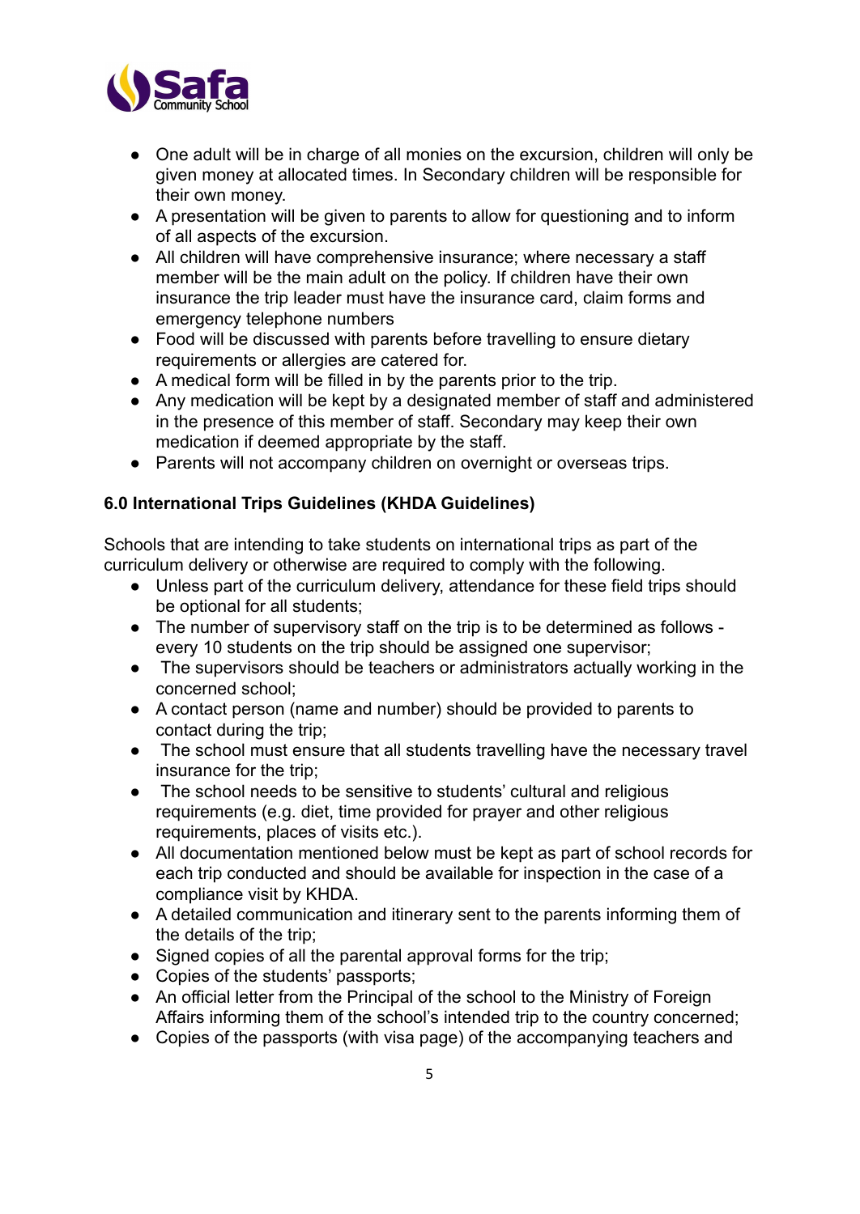- One adult will be in charge of all monies on the excursion, children will only be given money at allocated times. In Secondary children will be responsible for their own money.
- A presentation will be given to parents to allow for questioning and to inform of all aspects of the excursion.
- All children will have comprehensive insurance; where necessary a staff member will be the main adult on the policy. If children have their own insurance the trip leader must have the insurance card, claim forms and emergency telephone numbers
- Food will be discussed with parents before travelling to ensure dietary requirements or allergies are catered for.
- A medical form will be filled in by the parents prior to the trip.
- Any medication will be kept by a designated member of staff and administered in the presence of this member of staff. Secondary may keep their own medication if deemed appropriate by the staff.
- Parents will not accompany children on overnight or overseas trips.

**6.0 International Trips Guidelines (KHDA Guidelines)**

Schools that are intending to take students on international trips as part of the curriculum delivery or otherwise are required to comply with the following.

- Unless part of the curriculum delivery, attendance for these field trips should be optional for all students;
- The number of supervisory staff on the trip is to be determined as follows - every 10 students on the trip should be assigned one supervisor;
- The supervisors should be teachers or administrators actually working in the concerned school;
- A contact person (name and number) should be provided to parents to contact during the trip;
- The school must ensure that all students travelling have the necessary travel insurance for the trip;
- The school needs to be sensitive to students' cultural and religious requirements (e.g. diet, time provided for prayer and other religious requirements, places of visits etc.).
- All documentation mentioned below must be kept as part of school records for each trip conducted and should be available for inspection in the case of a compliance visit by KHDA.
- A detailed communication and itinerary sent to the parents informing them of the details of the trip;
- Signed copies of all the parental approval forms for the trip;
- Copies of the students' passports;
- An official letter from the Principal of the school to the Ministry of Foreign Affairs informing them of the school's intended trip to the country concerned;
- Copies of the passports (with visa page) of the accompanying teachers and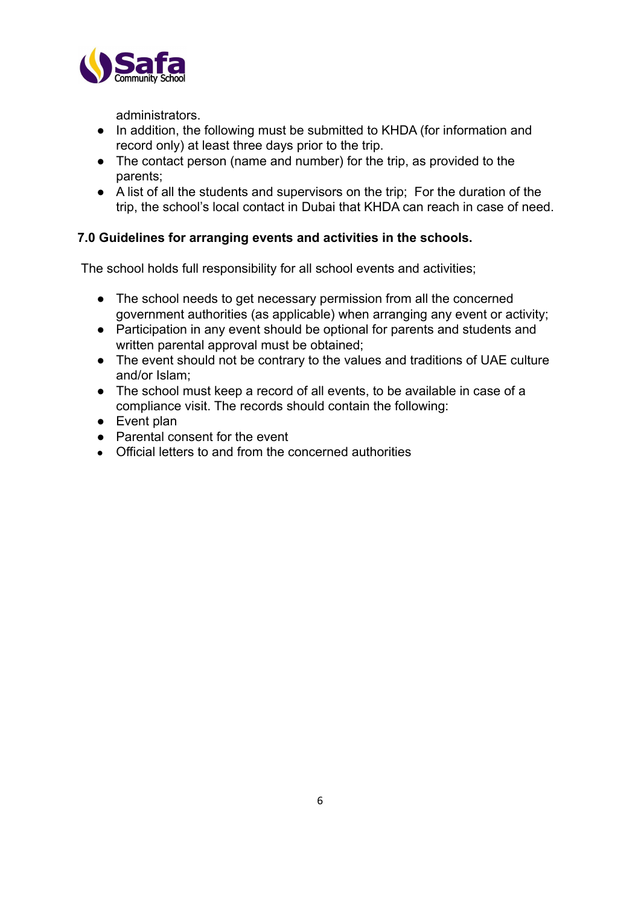administrators.

- In addition, the following must be submitted to KHDA (for information and record only) at least three days prior to the trip.
- The contact person (name and number) for the trip, as provided to the parents;
- A list of all the students and supervisors on the trip; For the duration of the trip, the school's local contact in Dubai that KHDA can reach in case of need.

**7.0 Guidelines for arranging events and activities in the schools.**

The school holds full responsibility for all school events and activities;

- The school needs to get necessary permission from all the concerned government authorities (as applicable) when arranging any event or activity;
- Participation in any event should be optional for parents and students and written parental approval must be obtained;
- The event should not be contrary to the values and traditions of UAE culture and/or Islam;
- The school must keep a record of all events, to be available in case of a compliance visit. The records should contain the following:
- Event plan
- Parental consent for the event
- Official letters to and from the concerned authorities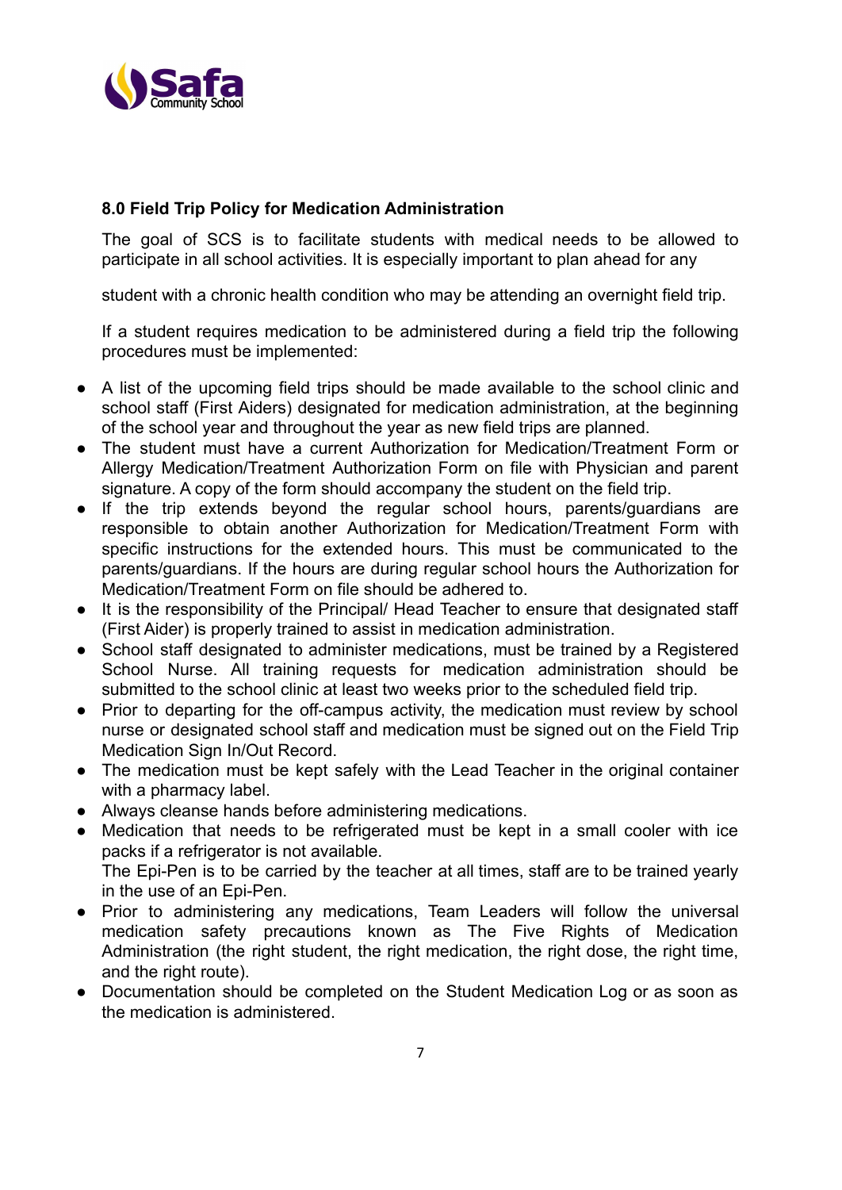## 8.0 Field Trip Policy for Medication Administration

The goal of SCS is to facilitate students with medical needs to be allowed to participate in all school activities. It is especially important to plan ahead for any

student with a chronic health condition who may be attending an overnight field trip.

If a student requires medication to be administered during a field trip the following procedures must be implemented:

- A list of the upcoming field trips should be made available to the school clinic and school staff (First Aiders) designated for medication administration, at the beginning of the school year and throughout the year as new field trips are planned.
- The student must have a current Authorization for Medication/Treatment Form or Allergy Medication/Treatment Authorization Form on file with Physician and parent signature. A copy of the form should accompany the student on the field trip.
- If the trip extends beyond the regular school hours, parents/guardians are responsible to obtain another Authorization for Medication/Treatment Form with specific instructions for the extended hours. This must be communicated to the parents/guardians. If the hours are during regular school hours the Authorization for Medication/Treatment Form on file should be adhered to.
- It is the responsibility of the Principal/ Head Teacher to ensure that designated staff (First Aider) is properly trained to assist in medication administration.
- School staff designated to administer medications, must be trained by a Registered School Nurse. All training requests for medication administration should be submitted to the school clinic at least two weeks prior to the scheduled field trip.
- Prior to departing for the off-campus activity, the medication must review by school nurse or designated school staff and medication must be signed out on the Field Trip Medication Sign In/Out Record.
- The medication must be kept safely with the Lead Teacher in the original container with a pharmacy label.
- Always cleanse hands before administering medications.
- Medication that needs to be refrigerated must be kept in a small cooler with ice packs if a refrigerator is not available.
  The Epi-Pen is to be carried by the teacher at all times, staff are to be trained yearly in the use of an Epi-Pen.
- Prior to administering any medications, Team Leaders will follow the universal medication safety precautions known as The Five Rights of Medication Administration (the right student, the right medication, the right dose, the right time, and the right route).
- Documentation should be completed on the Student Medication Log or as soon as the medication is administered.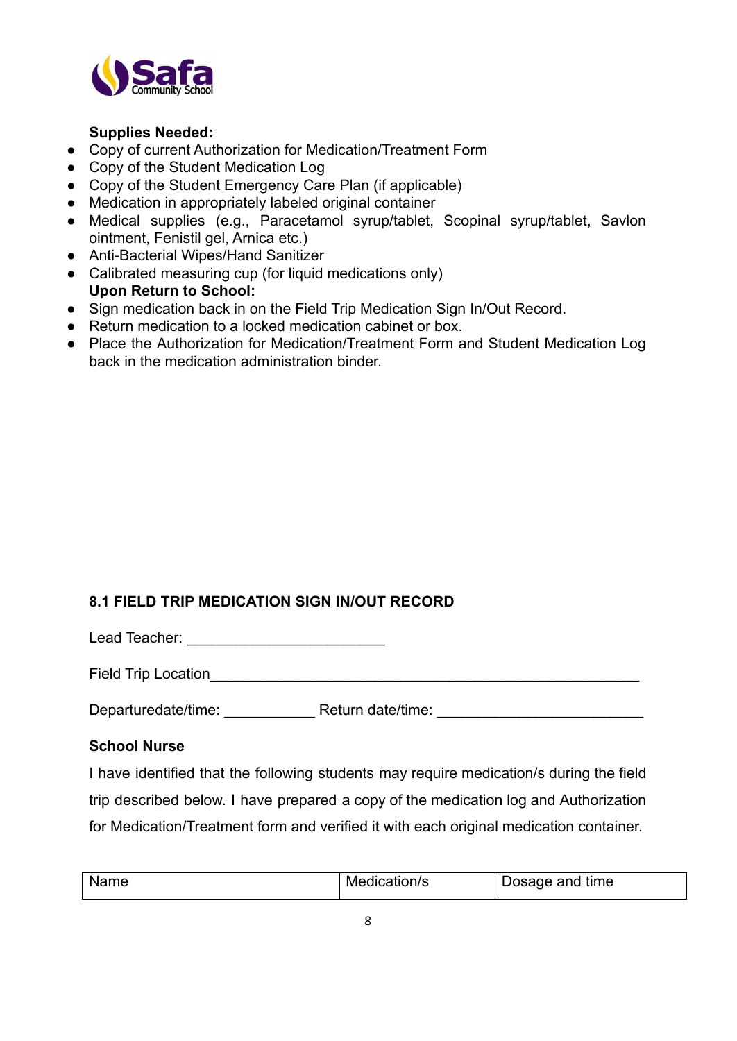**Supplies Needed:**

- Copy of current Authorization for Medication/Treatment Form
- Copy of the Student Medication Log
- Copy of the Student Emergency Care Plan (if applicable)
- Medication in appropriately labeled original container
- Medical supplies (e.g., Paracetamol syrup/tablet, Scopinal syrup/tablet, Savlon ointment, Fenistil gel, Arnica etc.)
- Anti-Bacterial Wipes/Hand Sanitizer
- Calibrated measuring cup (for liquid medications only)

**Upon Return to School:**

- Sign medication back in on the Field Trip Medication Sign In/Out Record.
- Return medication to a locked medication cabinet or box.
- Place the Authorization for Medication/Treatment Form and Student Medication Log back in the medication administration binder.

### 8.1 FIELD TRIP MEDICATION SIGN IN/OUT RECORD

Lead Teacher: ________________________

Field Trip Location_____________________________________________________

Departuredate/time: ___________ Return date/time: _________________________

**School Nurse**

I have identified that the following students may require medication/s during the field trip described below. I have prepared a copy of the medication log and Authorization for Medication/Treatment form and verified it with each original medication container.

| Name | Medication/s | Dosage and time |
|---|---|---|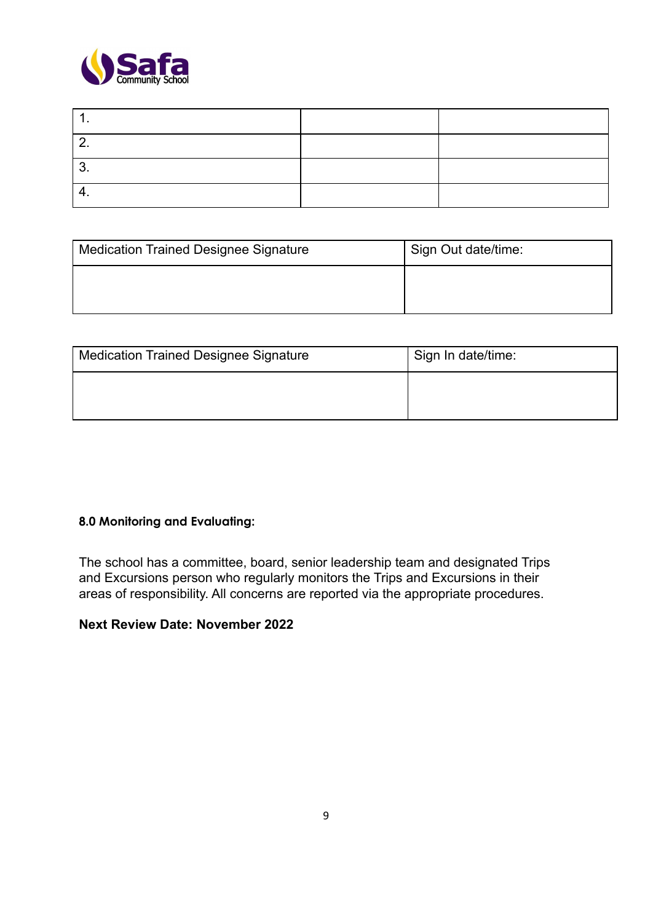| | | |
|---|---|---|
| 1. | | |
| 2. | | |
| 3. | | |
| 4. | | |

| Medication Trained Designee Signature | Sign Out date/time: |
|---|---|
| | |

| Medication Trained Designee Signature | Sign In date/time: |
|---|---|
| | |

#### 8.0 Monitoring and Evaluating:

The school has a committee, board, senior leadership team and designated Trips and Excursions person who regularly monitors the Trips and Excursions in their areas of responsibility. All concerns are reported via the appropriate procedures.

**Next Review Date: November 2022**